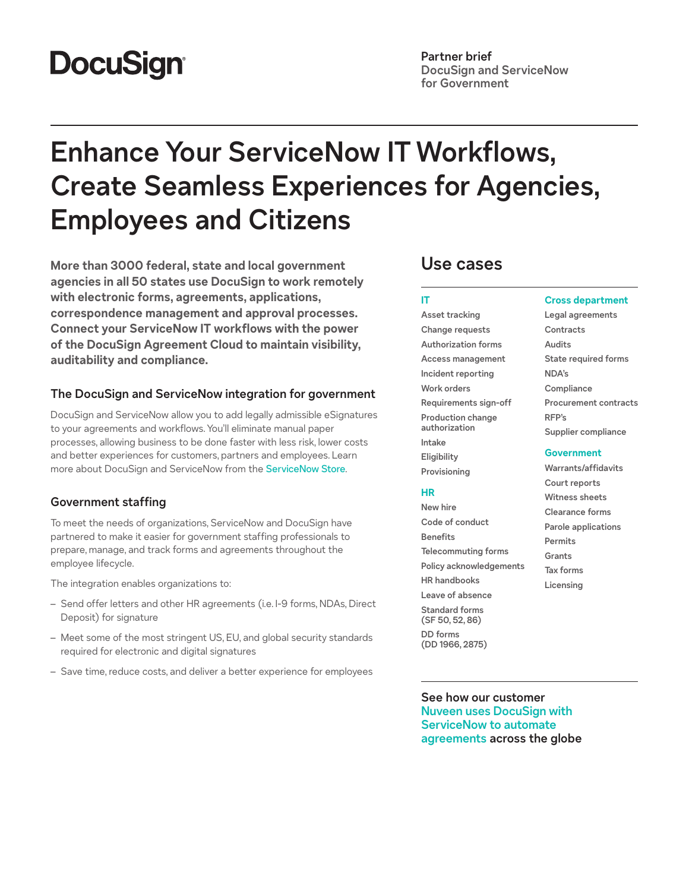DocuSign

Partner brief
DocuSign and ServiceNow for Government

# Enhance Your ServiceNow IT Workflows, Create Seamless Experiences for Agencies, Employees and Citizens

**More than 3000 federal, state and local government agencies in all 50 states use DocuSign to work remotely with electronic forms, agreements, applications, correspondence management and approval processes. Connect your ServiceNow IT workflows with the power of the DocuSign Agreement Cloud to maintain visibility, auditability and compliance.**

### The DocuSign and ServiceNow integration for government

DocuSign and ServiceNow allow you to add legally admissible eSignatures to your agreements and workflows. You'll eliminate manual paper processes, allowing business to be done faster with less risk, lower costs and better experiences for customers, partners and employees. Learn more about DocuSign and ServiceNow from the ServiceNow Store.

### Government staffing

To meet the needs of organizations, ServiceNow and DocuSign have partnered to make it easier for government staffing professionals to prepare, manage, and track forms and agreements throughout the employee lifecycle.

The integration enables organizations to:

- Send offer letters and other HR agreements (i.e. I-9 forms, NDAs, Direct Deposit) for signature
- Meet some of the most stringent US, EU, and global security standards required for electronic and digital signatures
- Save time, reduce costs, and deliver a better experience for employees

## Use cases

**IT**

- Asset tracking
- Change requests
- Authorization forms
- Access management
- Incident reporting
- Work orders
- Requirements sign-off
- Production change authorization
- Intake
- Eligibility
- Provisioning

**HR**

- New hire
- Code of conduct
- Benefits
- Telecommuting forms
- Policy acknowledgements
- HR handbooks
- Leave of absence
- Standard forms (SF 50, 52, 86)
- DD forms (DD 1966, 2875)

**Cross department**

- Legal agreements
- Contracts
- Audits
- State required forms
- NDA's
- Compliance
- Procurement contracts
- RFP's
- Supplier compliance

**Government**

- Warrants/affidavits
- Court reports
- Witness sheets
- Clearance forms
- Parole applications
- Permits
- Grants
- Tax forms
- Licensing

See how our customer Nuveen uses DocuSign with ServiceNow to automate agreements across the globe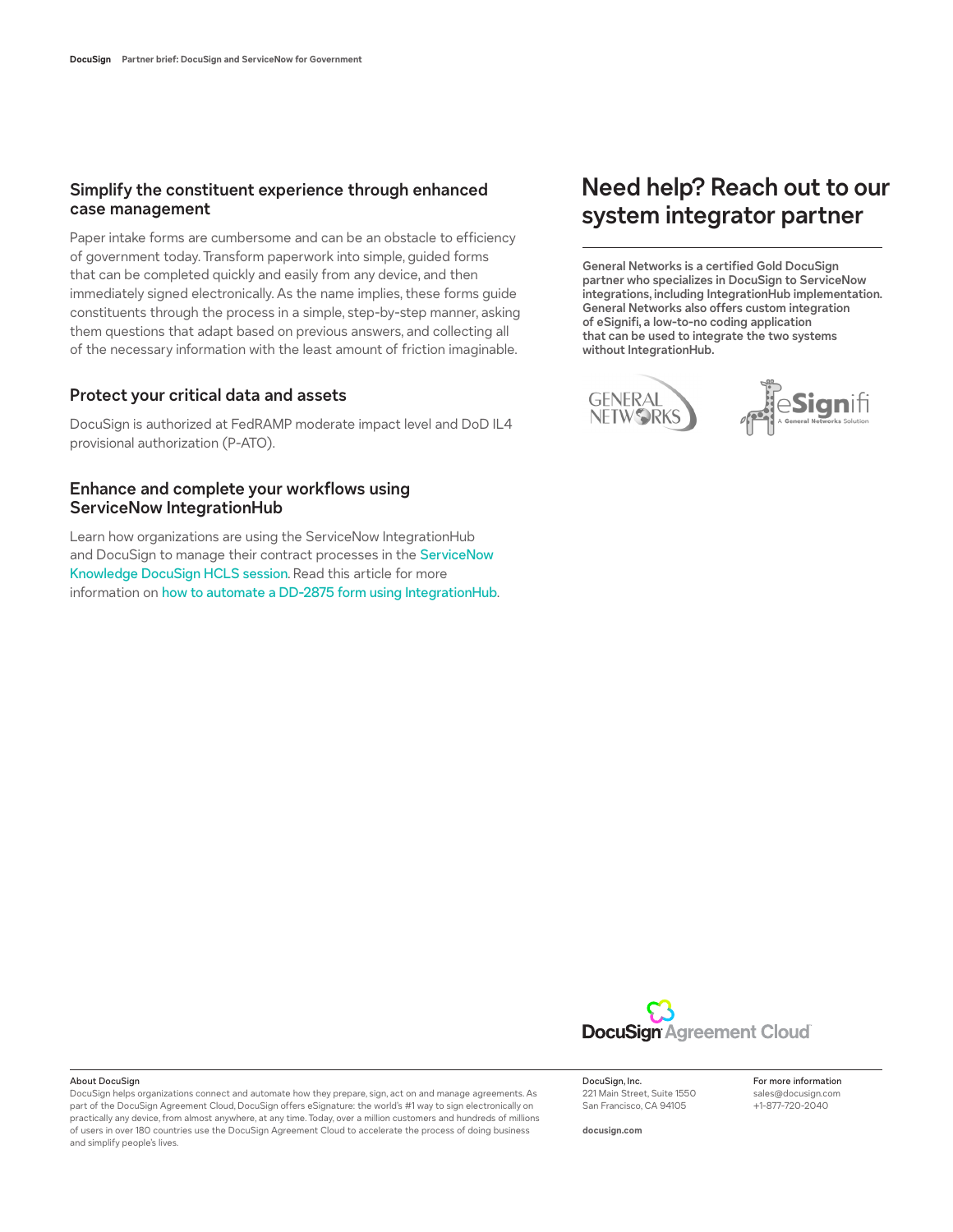## Simplify the constituent experience through enhanced case management

Paper intake forms are cumbersome and can be an obstacle to efficiency of government today. Transform paperwork into simple, guided forms that can be completed quickly and easily from any device, and then immediately signed electronically. As the name implies, these forms guide constituents through the process in a simple, step-by-step manner, asking them questions that adapt based on previous answers, and collecting all of the necessary information with the least amount of friction imaginable.

## Protect your critical data and assets

DocuSign is authorized at FedRAMP moderate impact level and DoD IL4 provisional authorization (P-ATO).

## Enhance and complete your workflows using ServiceNow IntegrationHub

Learn how organizations are using the ServiceNow IntegrationHub and DocuSign to manage their contract processes in the ServiceNow Knowledge DocuSign HCLS session. Read this article for more information on how to automate a DD-2875 form using IntegrationHub.

# Need help? Reach out to our system integrator partner

**General Networks is a certified Gold DocuSign partner who specializes in DocuSign to ServiceNow integrations, including IntegrationHub implementation. General Networks also offers custom integration of eSignifi, a low-to-no coding application that can be used to integrate the two systems without IntegrationHub.**

GENERAL NETWORKS

eSignifi
A General Networks Solution

DocuSign Agreement Cloud

About DocuSign
DocuSign helps organizations connect and automate how they prepare, sign, act on and manage agreements. As part of the DocuSign Agreement Cloud, DocuSign offers eSignature: the world's #1 way to sign electronically on practically any device, from almost anywhere, at any time. Today, over a million customers and hundreds of millions of users in over 180 countries use the DocuSign Agreement Cloud to accelerate the process of doing business and simplify people's lives.

DocuSign, Inc.
221 Main Street, Suite 1550
San Francisco, CA 94105

**docusign.com**

For more information
sales@docusign.com
+1-877-720-2040